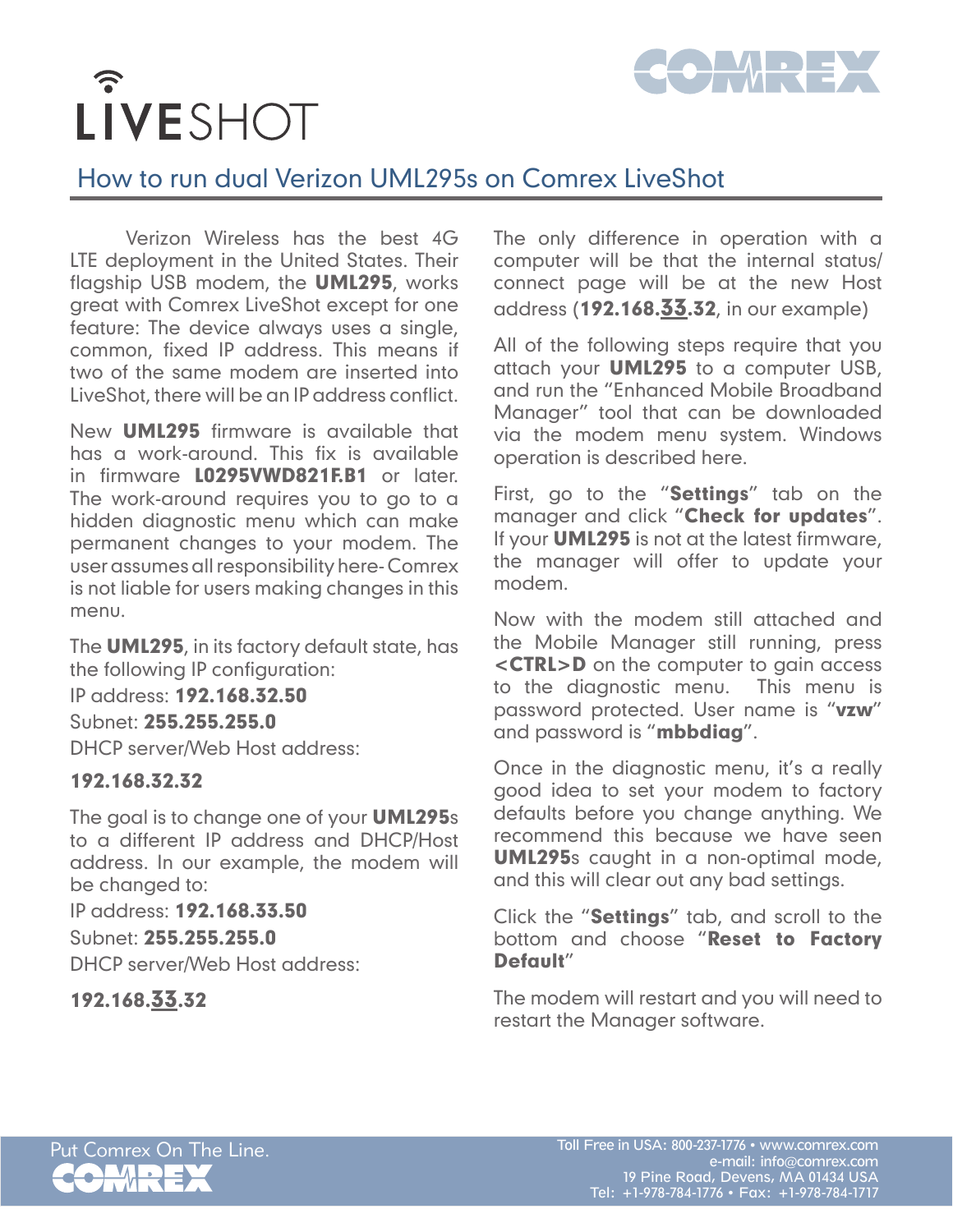LIVESHOT

COMREX

# How to run dual Verizon UML295s on Comrex LiveShot

Verizon Wireless has the best 4G LTE deployment in the United States. Their flagship USB modem, the **UML295**, works great with Comrex LiveShot except for one feature: The device always uses a single, common, fixed IP address. This means if two of the same modem are inserted into LiveShot, there will be an IP address conflict.

New **UML295** firmware is available that has a work-around. This fix is available in firmware **L0295VWD821F.B1** or later. The work-around requires you to go to a hidden diagnostic menu which can make permanent changes to your modem. The user assumes all responsibility here- Comrex is not liable for users making changes in this menu.

The **UML295**, in its factory default state, has the following IP configuration:

IP address: **192.168.32.50**

Subnet: **255.255.255.0**

DHCP server/Web Host address:

**192.168.32.32**

The goal is to change one of your **UML295**s to a different IP address and DHCP/Host address. In our example, the modem will be changed to:

IP address: **192.168.33.50**

Subnet: **255.255.255.0**

DHCP server/Web Host address:

**192.168.<u>33</u>.32**

The only difference in operation with a computer will be that the internal status/connect page will be at the new Host address (**192.168.<u>33</u>.32**, in our example)

All of the following steps require that you attach your **UML295** to a computer USB, and run the "Enhanced Mobile Broadband Manager" tool that can be downloaded via the modem menu system. Windows operation is described here.

First, go to the "**Settings**" tab on the manager and click "**Check for updates**". If your **UML295** is not at the latest firmware, the manager will offer to update your modem.

Now with the modem still attached and the Mobile Manager still running, press **<CTRL>D** on the computer to gain access to the diagnostic menu. This menu is password protected. User name is "**vzw**" and password is "**mbbdiag**".

Once in the diagnostic menu, it's a really good idea to set your modem to factory defaults before you change anything. We recommend this because we have seen **UML295**s caught in a non-optimal mode, and this will clear out any bad settings.

Click the "**Settings**" tab, and scroll to the bottom and choose "**Reset to Factory Default**"

The modem will restart and you will need to restart the Manager software.

Put Comrex On The Line.

COMREX

Toll Free in USA: 800-237-1776 • www.comrex.com
e-mail: info@comrex.com
19 Pine Road, Devens, MA 01434 USA
Tel: +1-978-784-1776 • Fax: +1-978-784-1717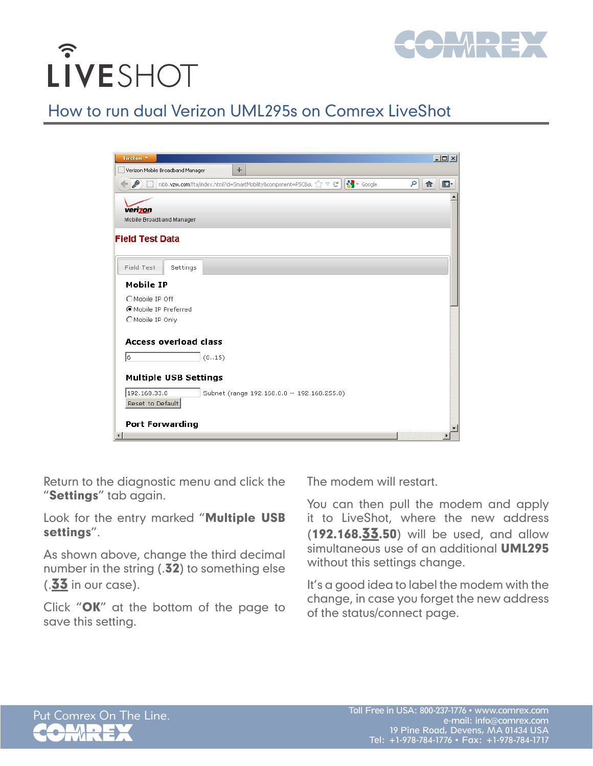# LIVESHOT

## How to run dual Verizon UML295s on Comrex LiveShot

Return to the diagnostic menu and click the "**Settings**" tab again.

Look for the entry marked "**Multiple USB settings**".

As shown above, change the third decimal number in the string (.**32**) to something else (.**33** in our case).

Click "**OK**" at the bottom of the page to save this setting.

The modem will restart.

You can then pull the modem and apply it to LiveShot, where the new address (**192.168.33.50**) will be used, and allow simultaneous use of an additional **UML295** without this settings change.

It's a good idea to label the modem with the change, in case you forget the new address of the status/connect page.

Put Comrex On The Line.

Toll Free in USA: 800-237-1776 • www.comrex.com
e-mail: info@comrex.com
19 Pine Road, Devens, MA 01434 USA
Tel: +1-978-784-1776 • Fax: +1-978-784-1717